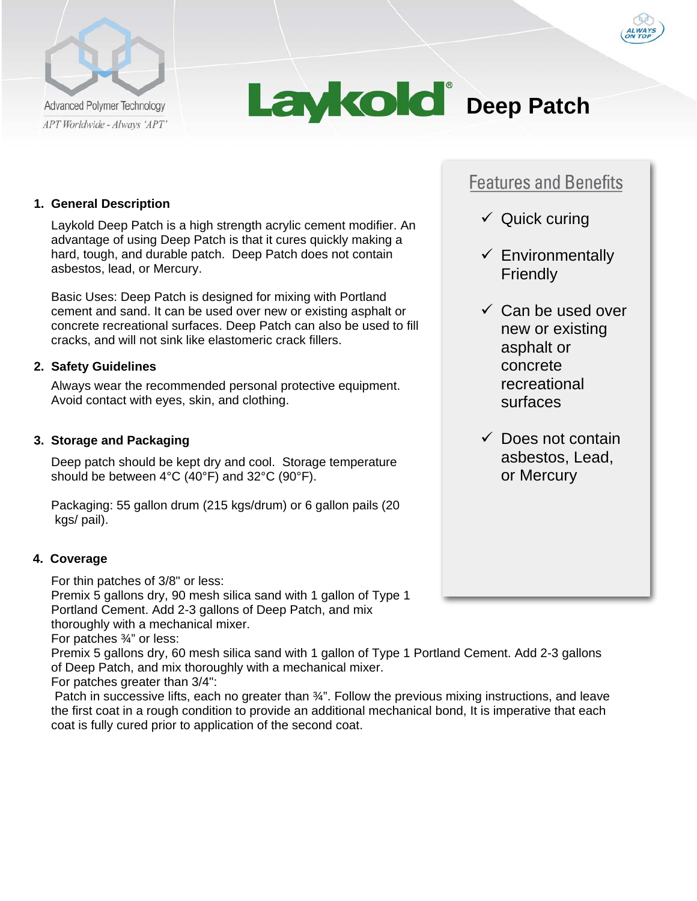Advanced Polymer Technology

*APT Worldwide - Always 'APT'*

# Laykold® Deep Patch

## Features and Benefits

- ✓ Quick curing
- ✓ Environmentally Friendly
- ✓ Can be used over new or existing asphalt or concrete recreational surfaces
- ✓ Does not contain asbestos, Lead, or Mercury

### 1. General Description

Laykold Deep Patch is a high strength acrylic cement modifier. An advantage of using Deep Patch is that it cures quickly making a hard, tough, and durable patch. Deep Patch does not contain asbestos, lead, or Mercury.

Basic Uses: Deep Patch is designed for mixing with Portland cement and sand. It can be used over new or existing asphalt or concrete recreational surfaces. Deep Patch can also be used to fill cracks, and will not sink like elastomeric crack fillers.

### 2. Safety Guidelines

Always wear the recommended personal protective equipment. Avoid contact with eyes, skin, and clothing.

### 3. Storage and Packaging

Deep patch should be kept dry and cool. Storage temperature should be between 4°C (40°F) and 32°C (90°F).

Packaging: 55 gallon drum (215 kgs/drum) or 6 gallon pails (20 kgs/ pail).

### 4. Coverage

For thin patches of 3/8" or less:
Premix 5 gallons dry, 90 mesh silica sand with 1 gallon of Type 1 Portland Cement. Add 2-3 gallons of Deep Patch, and mix thoroughly with a mechanical mixer.
For patches ¾" or less:
Premix 5 gallons dry, 60 mesh silica sand with 1 gallon of Type 1 Portland Cement. Add 2-3 gallons of Deep Patch, and mix thoroughly with a mechanical mixer.
For patches greater than 3/4":
Patch in successive lifts, each no greater than ¾". Follow the previous mixing instructions, and leave the first coat in a rough condition to provide an additional mechanical bond, It is imperative that each coat is fully cured prior to application of the second coat.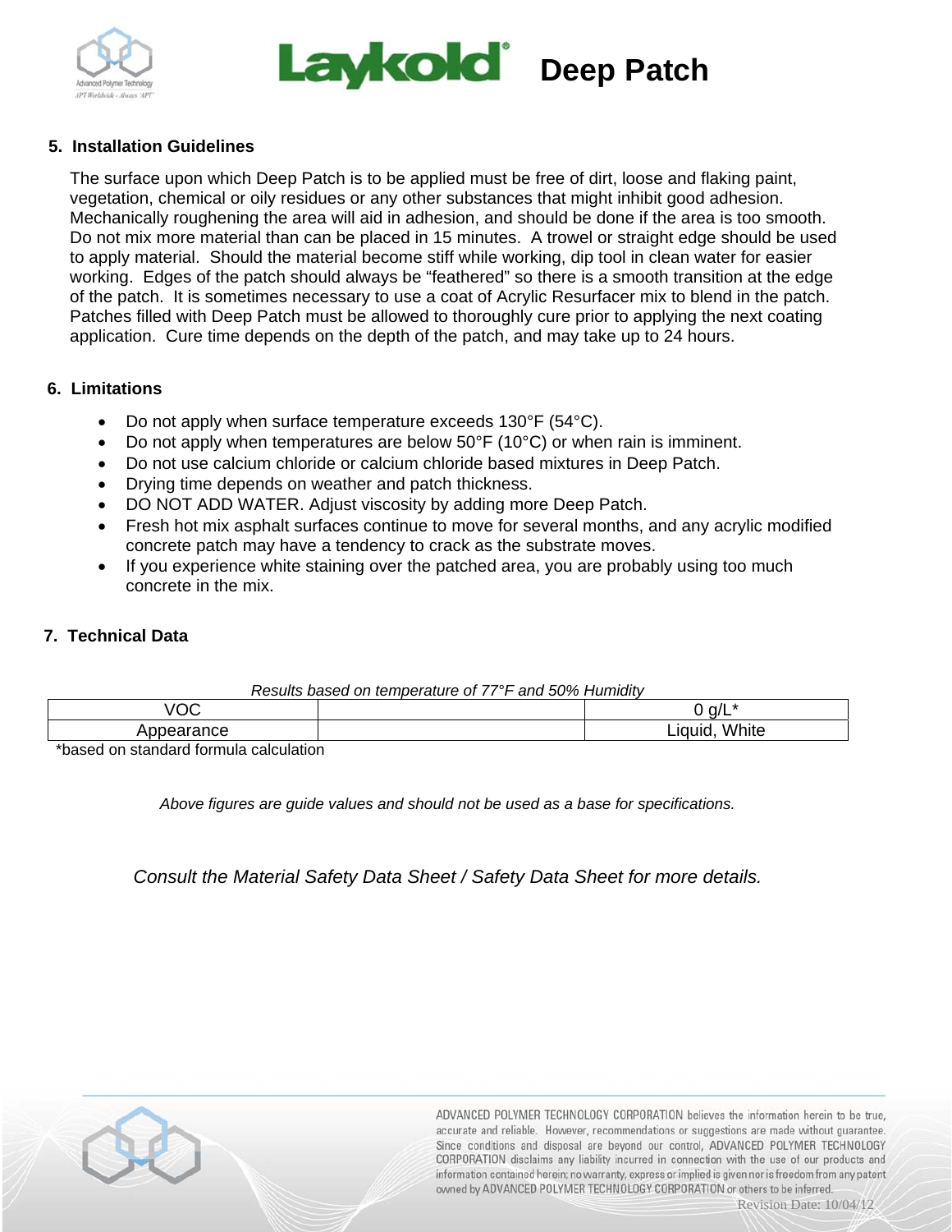## 5. Installation Guidelines

The surface upon which Deep Patch is to be applied must be free of dirt, loose and flaking paint, vegetation, chemical or oily residues or any other substances that might inhibit good adhesion. Mechanically roughening the area will aid in adhesion, and should be done if the area is too smooth. Do not mix more material than can be placed in 15 minutes. A trowel or straight edge should be used to apply material. Should the material become stiff while working, dip tool in clean water for easier working. Edges of the patch should always be "feathered" so there is a smooth transition at the edge of the patch. It is sometimes necessary to use a coat of Acrylic Resurfacer mix to blend in the patch. Patches filled with Deep Patch must be allowed to thoroughly cure prior to applying the next coating application. Cure time depends on the depth of the patch, and may take up to 24 hours.

## 6. Limitations

- Do not apply when surface temperature exceeds 130°F (54°C).
- Do not apply when temperatures are below 50°F (10°C) or when rain is imminent.
- Do not use calcium chloride or calcium chloride based mixtures in Deep Patch.
- Drying time depends on weather and patch thickness.
- DO NOT ADD WATER. Adjust viscosity by adding more Deep Patch.
- Fresh hot mix asphalt surfaces continue to move for several months, and any acrylic modified concrete patch may have a tendency to crack as the substrate moves.
- If you experience white staining over the patched area, you are probably using too much concrete in the mix.

## 7. Technical Data

*Results based on temperature of 77°F and 50% Humidity*

| | | |
|---|---|---|
| VOC | | 0 g/L* |
| Appearance | | Liquid, White |

*based on standard formula calculation

*Above figures are guide values and should not be used as a base for specifications.*

*Consult the Material Safety Data Sheet / Safety Data Sheet for more details.*

ADVANCED POLYMER TECHNOLOGY CORPORATION believes the information herein to be true, accurate and reliable. However, recommendations or suggestions are made without guarantee. Since conditions and disposal are beyond our control, ADVANCED POLYMER TECHNOLOGY CORPORATION disclaims any liability incurred in connection with the use of our products and information contained herein; no warranty, express or implied is given nor is freedom from any patent owned by ADVANCED POLYMER TECHNOLOGY CORPORATION or others to be inferred.

Revision Date: 10/04/12